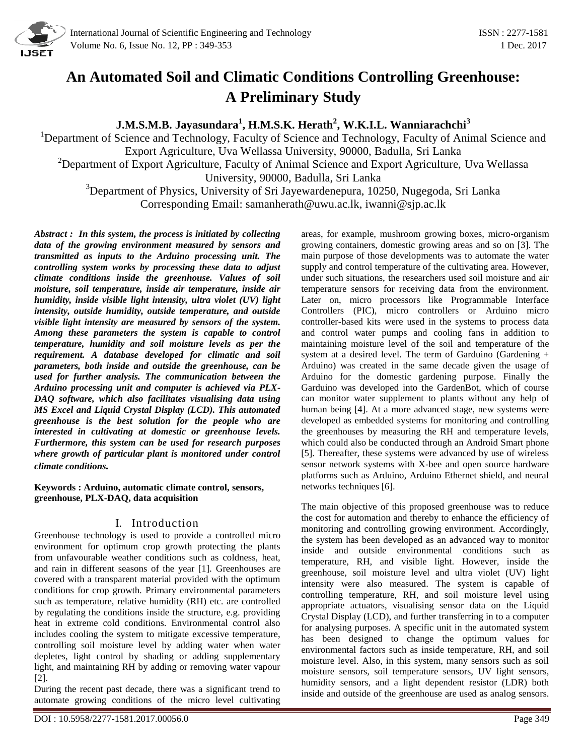# An Automated Soil and Climatic Conditions Controlling Greenhouse: A Preliminary Study

**J.M.S.M.B. Jayasundara[1], H.M.S.K. Herath[2], W.K.I.L. Wanniarachchi[3]**

[1]Department of Science and Technology, Faculty of Science and Technology, Faculty of Animal Science and Export Agriculture, Uva Wellassa University, 90000, Badulla, Sri Lanka

[2]Department of Export Agriculture, Faculty of Animal Science and Export Agriculture, Uva Wellassa University, 90000, Badulla, Sri Lanka

[3]Department of Physics, University of Sri Jayewardenepura, 10250, Nugegoda, Sri Lanka

Corresponding Email: samanherath@uwu.ac.lk, iwanni@sjp.ac.lk

***Abstract :** In this system, the process is initiated by collecting data of the growing environment measured by sensors and transmitted as inputs to the Arduino processing unit. The controlling system works by processing these data to adjust climate conditions inside the greenhouse. Values of soil moisture, soil temperature, inside air temperature, inside air humidity, inside visible light intensity, ultra violet (UV) light intensity, outside humidity, outside temperature, and outside visible light intensity are measured by sensors of the system. Among these parameters the system is capable to control temperature, humidity and soil moisture levels as per the requirement. A database developed for climatic and soil parameters, both inside and outside the greenhouse, can be used for further analysis. The communication between the Arduino processing unit and computer is achieved via PLX-DAQ software, which also facilitates visualising data using MS Excel and Liquid Crystal Display (LCD). This automated greenhouse is the best solution for the people who are interested in cultivating at domestic or greenhouse levels. Furthermore, this system can be used for research purposes where growth of particular plant is monitored under control climate conditions.*

**Keywords : Arduino, automatic climate control, sensors, greenhouse, PLX-DAQ, data acquisition**

## I. Introduction

Greenhouse technology is used to provide a controlled micro environment for optimum crop growth protecting the plants from unfavourable weather conditions such as coldness, heat, and rain in different seasons of the year [1]. Greenhouses are covered with a transparent material provided with the optimum conditions for crop growth. Primary environmental parameters such as temperature, relative humidity (RH) etc. are controlled by regulating the conditions inside the structure, e.g. providing heat in extreme cold conditions. Environmental control also includes cooling the system to mitigate excessive temperature, controlling soil moisture level by adding water when water depletes, light control by shading or adding supplementary light, and maintaining RH by adding or removing water vapour [2].

During the recent past decade, there was a significant trend to automate growing conditions of the micro level cultivating areas, for example, mushroom growing boxes, micro-organism growing containers, domestic growing areas and so on [3]. The main purpose of those developments was to automate the water supply and control temperature of the cultivating area. However, under such situations, the researchers used soil moisture and air temperature sensors for receiving data from the environment. Later on, micro processors like Programmable Interface Controllers (PIC), micro controllers or Arduino micro controller-based kits were used in the systems to process data and control water pumps and cooling fans in addition to maintaining moisture level of the soil and temperature of the system at a desired level. The term of Garduino (Gardening + Arduino) was created in the same decade given the usage of Arduino for the domestic gardening purpose. Finally the Garduino was developed into the GardenBot, which of course can monitor water supplement to plants without any help of human being [4]. At a more advanced stage, new systems were developed as embedded systems for monitoring and controlling the greenhouses by measuring the RH and temperature levels, which could also be conducted through an Android Smart phone [5]. Thereafter, these systems were advanced by use of wireless sensor network systems with X-bee and open source hardware platforms such as Arduino, Arduino Ethernet shield, and neural networks techniques [6].

The main objective of this proposed greenhouse was to reduce the cost for automation and thereby to enhance the efficiency of monitoring and controlling growing environment. Accordingly, the system has been developed as an advanced way to monitor inside and outside environmental conditions such as temperature, RH, and visible light. However, inside the greenhouse, soil moisture level and ultra violet (UV) light intensity were also measured. The system is capable of controlling temperature, RH, and soil moisture level using appropriate actuators, visualising sensor data on the Liquid Crystal Display (LCD), and further transferring in to a computer for analysing purposes. A specific unit in the automated system has been designed to change the optimum values for environmental factors such as inside temperature, RH, and soil moisture level. Also, in this system, many sensors such as soil moisture sensors, soil temperature sensors, UV light sensors, humidity sensors, and a light dependent resistor (LDR) both inside and outside of the greenhouse are used as analog sensors.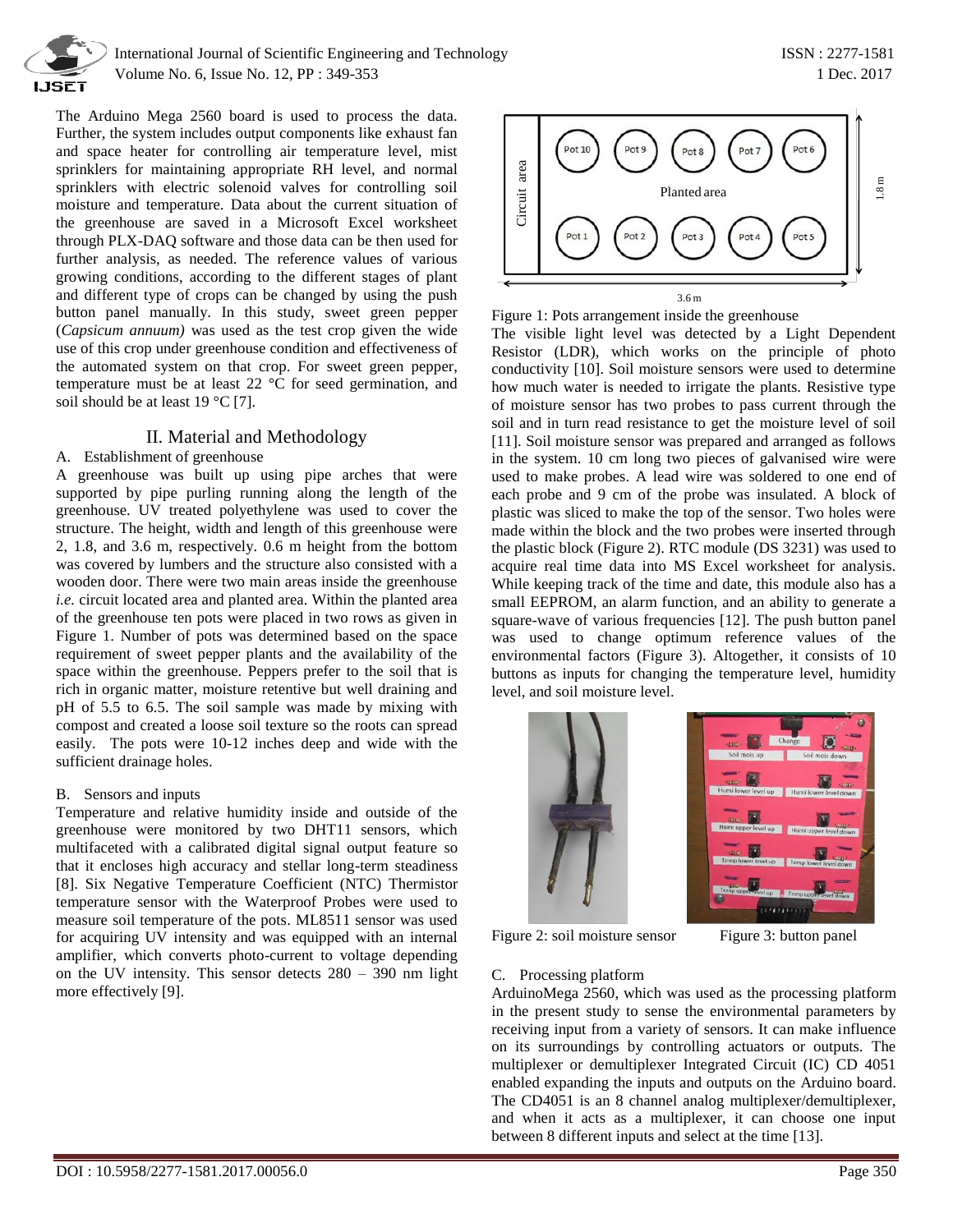The Arduino Mega 2560 board is used to process the data. Further, the system includes output components like exhaust fan and space heater for controlling air temperature level, mist sprinklers for maintaining appropriate RH level, and normal sprinklers with electric solenoid valves for controlling soil moisture and temperature. Data about the current situation of the greenhouse are saved in a Microsoft Excel worksheet through PLX-DAQ software and those data can be then used for further analysis, as needed. The reference values of various growing conditions, according to the different stages of plant and different type of crops can be changed by using the push button panel manually. In this study, sweet green pepper (*Capsicum annuum)* was used as the test crop given the wide use of this crop under greenhouse condition and effectiveness of the automated system on that crop. For sweet green pepper, temperature must be at least 22 °C for seed germination, and soil should be at least 19 °C [7].

## II. Material and Methodology

### A. Establishment of greenhouse

A greenhouse was built up using pipe arches that were supported by pipe purling running along the length of the greenhouse. UV treated polyethylene was used to cover the structure. The height, width and length of this greenhouse were 2, 1.8, and 3.6 m, respectively. 0.6 m height from the bottom was covered by lumbers and the structure also consisted with a wooden door. There were two main areas inside the greenhouse *i.e.* circuit located area and planted area. Within the planted area of the greenhouse ten pots were placed in two rows as given in Figure 1. Number of pots was determined based on the space requirement of sweet pepper plants and the availability of the space within the greenhouse. Peppers prefer to the soil that is rich in organic matter, moisture retentive but well draining and pH of 5.5 to 6.5. The soil sample was made by mixing with compost and created a loose soil texture so the roots can spread easily. The pots were 10-12 inches deep and wide with the sufficient drainage holes.

### B. Sensors and inputs

Temperature and relative humidity inside and outside of the greenhouse were monitored by two DHT11 sensors, which multifaceted with a calibrated digital signal output feature so that it encloses high accuracy and stellar long-term steadiness [8]. Six Negative Temperature Coefficient (NTC) Thermistor temperature sensor with the Waterproof Probes were used to measure soil temperature of the pots. ML8511 sensor was used for acquiring UV intensity and was equipped with an internal amplifier, which converts photo-current to voltage depending on the UV intensity. This sensor detects 280 – 390 nm light more effectively [9].

Figure 1: Pots arrangement inside the greenhouse

The visible light level was detected by a Light Dependent Resistor (LDR), which works on the principle of photo conductivity [10]. Soil moisture sensors were used to determine how much water is needed to irrigate the plants. Resistive type of moisture sensor has two probes to pass current through the soil and in turn read resistance to get the moisture level of soil [11]. Soil moisture sensor was prepared and arranged as follows in the system. 10 cm long two pieces of galvanised wire were used to make probes. A lead wire was soldered to one end of each probe and 9 cm of the probe was insulated. A block of plastic was sliced to make the top of the sensor. Two holes were made within the block and the two probes were inserted through the plastic block (Figure 2). RTC module (DS 3231) was used to acquire real time data into MS Excel worksheet for analysis. While keeping track of the time and date, this module also has a small EEPROM, an alarm function, and an ability to generate a square-wave of various frequencies [12]. The push button panel was used to change optimum reference values of the environmental factors (Figure 3). Altogether, it consists of 10 buttons as inputs for changing the temperature level, humidity level, and soil moisture level.

Figure 2: soil moisture sensor

Figure 3: button panel

### C. Processing platform

ArduinoMega 2560, which was used as the processing platform in the present study to sense the environmental parameters by receiving input from a variety of sensors. It can make influence on its surroundings by controlling actuators or outputs. The multiplexer or demultiplexer Integrated Circuit (IC) CD 4051 enabled expanding the inputs and outputs on the Arduino board. The CD4051 is an 8 channel analog multiplexer/demultiplexer, and when it acts as a multiplexer, it can choose one input between 8 different inputs and select at the time [13].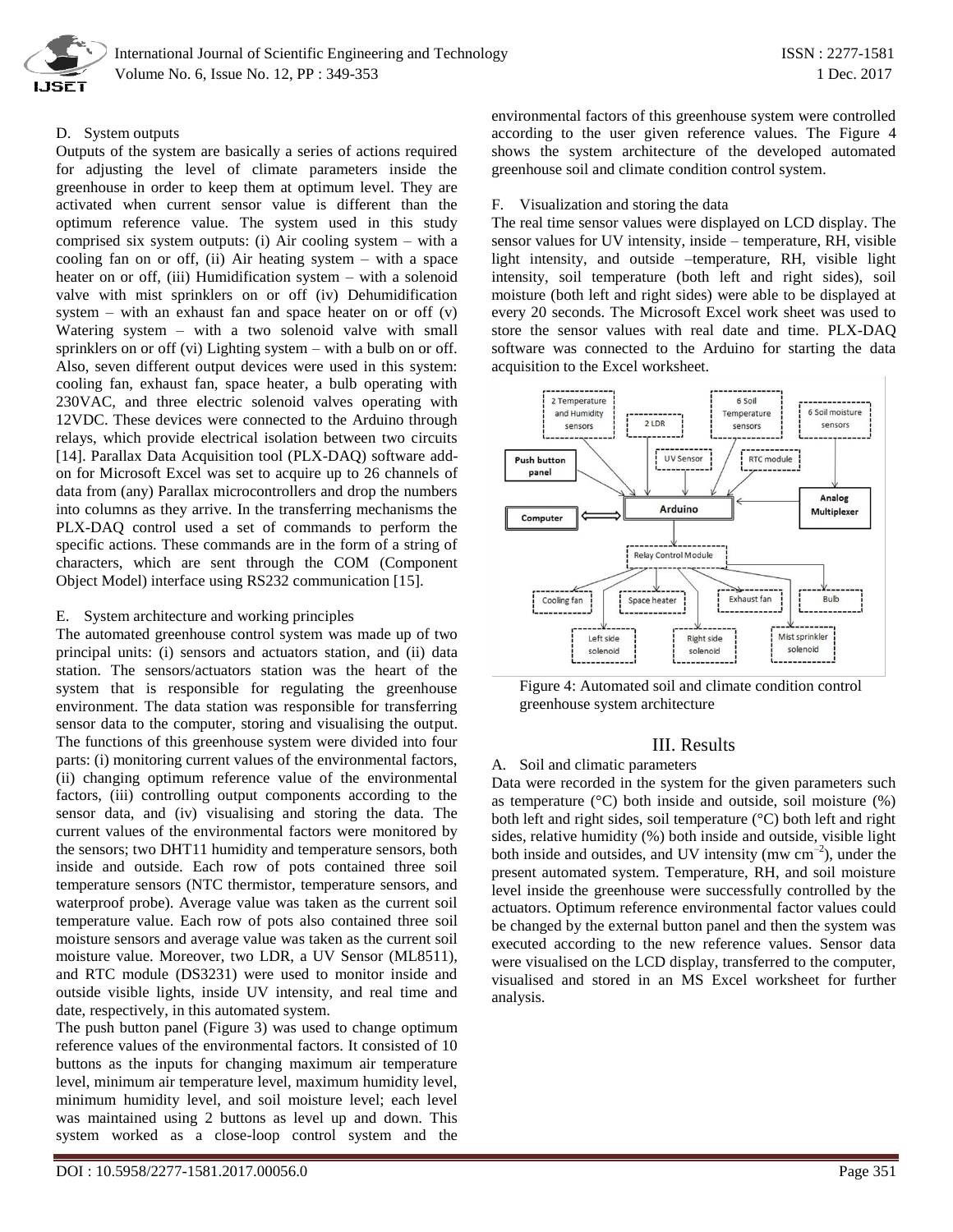### D. System outputs

Outputs of the system are basically a series of actions required for adjusting the level of climate parameters inside the greenhouse in order to keep them at optimum level. They are activated when current sensor value is different than the optimum reference value. The system used in this study comprised six system outputs: (i) Air cooling system – with a cooling fan on or off, (ii) Air heating system – with a space heater on or off, (iii) Humidification system – with a solenoid valve with mist sprinklers on or off (iv) Dehumidification system – with an exhaust fan and space heater on or off (v) Watering system – with a two solenoid valve with small sprinklers on or off (vi) Lighting system – with a bulb on or off. Also, seven different output devices were used in this system: cooling fan, exhaust fan, space heater, a bulb operating with 230VAC, and three electric solenoid valves operating with 12VDC. These devices were connected to the Arduino through relays, which provide electrical isolation between two circuits [14]. Parallax Data Acquisition tool (PLX-DAQ) software add-on for Microsoft Excel was set to acquire up to 26 channels of data from (any) Parallax microcontrollers and drop the numbers into columns as they arrive. In the transferring mechanisms the PLX-DAQ control used a set of commands to perform the specific actions. These commands are in the form of a string of characters, which are sent through the COM (Component Object Model) interface using RS232 communication [15].

### E. System architecture and working principles

The automated greenhouse control system was made up of two principal units: (i) sensors and actuators station, and (ii) data station. The sensors/actuators station was the heart of the system that is responsible for regulating the greenhouse environment. The data station was responsible for transferring sensor data to the computer, storing and visualising the output. The functions of this greenhouse system were divided into four parts: (i) monitoring current values of the environmental factors, (ii) changing optimum reference value of the environmental factors, (iii) controlling output components according to the sensor data, and (iv) visualising and storing the data. The current values of the environmental factors were monitored by the sensors; two DHT11 humidity and temperature sensors, both inside and outside. Each row of pots contained three soil temperature sensors (NTC thermistor, temperature sensors, and waterproof probe). Average value was taken as the current soil temperature value. Each row of pots also contained three soil moisture sensors and average value was taken as the current soil moisture value. Moreover, two LDR, a UV Sensor (ML8511), and RTC module (DS3231) were used to monitor inside and outside visible lights, inside UV intensity, and real time and date, respectively, in this automated system.

The push button panel (Figure 3) was used to change optimum reference values of the environmental factors. It consisted of 10 buttons as the inputs for changing maximum air temperature level, minimum air temperature level, maximum humidity level, minimum humidity level, and soil moisture level; each level was maintained using 2 buttons as level up and down. This system worked as a close-loop control system and the environmental factors of this greenhouse system were controlled according to the user given reference values. The Figure 4 shows the system architecture of the developed automated greenhouse soil and climate condition control system.

### F. Visualization and storing the data

The real time sensor values were displayed on LCD display. The sensor values for UV intensity, inside – temperature, RH, visible light intensity, and outside –temperature, RH, visible light intensity, soil temperature (both left and right sides), soil moisture (both left and right sides) were able to be displayed at every 20 seconds. The Microsoft Excel work sheet was used to store the sensor values with real date and time. PLX-DAQ software was connected to the Arduino for starting the data acquisition to the Excel worksheet.

Figure 4: Automated soil and climate condition control greenhouse system architecture

## III. Results

### A. Soil and climatic parameters

Data were recorded in the system for the given parameters such as temperature (°C) both inside and outside, soil moisture (%) both left and right sides, soil temperature (°C) both left and right sides, relative humidity (%) both inside and outside, visible light both inside and outsides, and UV intensity (mw $cm^{-2}$), under the present automated system. Temperature, RH, and soil moisture level inside the greenhouse were successfully controlled by the actuators. Optimum reference environmental factor values could be changed by the external button panel and then the system was executed according to the new reference values. Sensor data were visualised on the LCD display, transferred to the computer, visualised and stored in an MS Excel worksheet for further analysis.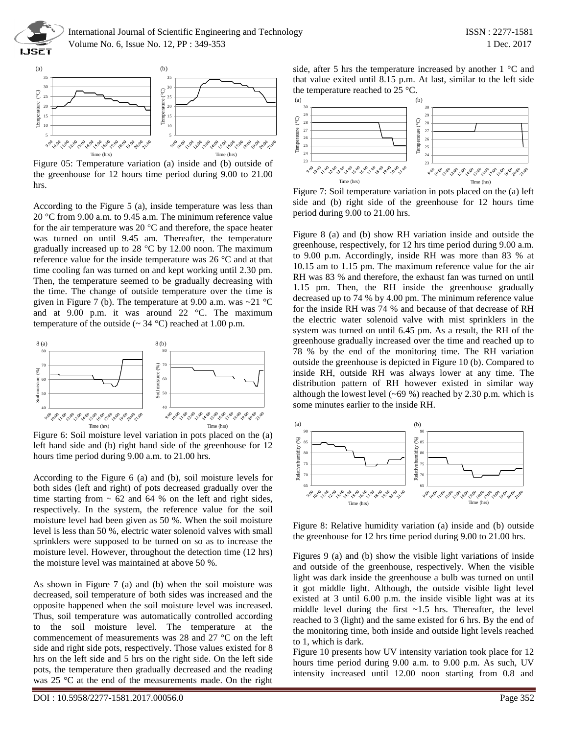Figure 05: Temperature variation (a) inside and (b) outside of the greenhouse for 12 hours time period during 9.00 to 21.00 hrs.

According to the Figure 5 (a), inside temperature was less than 20 °C from 9.00 a.m. to 9.45 a.m. The minimum reference value for the air temperature was 20 °C and therefore, the space heater was turned on until 9.45 am. Thereafter, the temperature gradually increased up to 28 °C by 12.00 noon. The maximum reference value for the inside temperature was 26 °C and at that time cooling fan was turned on and kept working until 2.30 pm. Then, the temperature seemed to be gradually decreasing with the time. The change of outside temperature over the time is given in Figure 7 (b). The temperature at 9.00 a.m. was ~21 °C and at 9.00 p.m. it was around 22 °C. The maximum temperature of the outside (~ 34 °C) reached at 1.00 p.m.

Figure 6: Soil moisture level variation in pots placed on the (a) left hand side and (b) right hand side of the greenhouse for 12 hours time period during 9.00 a.m. to 21.00 hrs.

According to the Figure 6 (a) and (b), soil moisture levels for both sides (left and right) of pots decreased gradually over the time starting from ~ 62 and 64 % on the left and right sides, respectively. In the system, the reference value for the soil moisture level had been given as 50 %. When the soil moisture level is less than 50 %, electric water solenoid valves with small sprinklers were supposed to be turned on so as to increase the moisture level. However, throughout the detection time (12 hrs) the moisture level was maintained at above 50 %.

As shown in Figure 7 (a) and (b) when the soil moisture was decreased, soil temperature of both sides was increased and the opposite happened when the soil moisture level was increased. Thus, soil temperature was automatically controlled according to the soil moisture level. The temperature at the commencement of measurements was 28 and 27 °C on the left side and right side pots, respectively. Those values existed for 8 hrs on the left side and 5 hrs on the right side. On the left side pots, the temperature then gradually decreased and the reading was 25 °C at the end of the measurements made. On the right side, after 5 hrs the temperature increased by another 1 °C and that value exited until 8.15 p.m. At last, similar to the left side the temperature reached to 25 °C.

Figure 7: Soil temperature variation in pots placed on the (a) left side and (b) right side of the greenhouse for 12 hours time period during 9.00 to 21.00 hrs.

Figure 8 (a) and (b) show RH variation inside and outside the greenhouse, respectively, for 12 hrs time period during 9.00 a.m. to 9.00 p.m. Accordingly, inside RH was more than 83 % at 10.15 am to 1.15 pm. The maximum reference value for the air RH was 83 % and therefore, the exhaust fan was turned on until 1.15 pm. Then, the RH inside the greenhouse gradually decreased up to 74 % by 4.00 pm. The minimum reference value for the inside RH was 74 % and because of that decrease of RH the electric water solenoid valve with mist sprinklers in the system was turned on until 6.45 pm. As a result, the RH of the greenhouse gradually increased over the time and reached up to 78 % by the end of the monitoring time. The RH variation outside the greenhouse is depicted in Figure 10 (b). Compared to inside RH, outside RH was always lower at any time. The distribution pattern of RH however existed in similar way although the lowest level (~69 %) reached by 2.30 p.m. which is some minutes earlier to the inside RH.

Figure 8: Relative humidity variation (a) inside and (b) outside the greenhouse for 12 hrs time period during 9.00 to 21.00 hrs.

Figures 9 (a) and (b) show the visible light variations of inside and outside of the greenhouse, respectively. When the visible light was dark inside the greenhouse a bulb was turned on until it got middle light. Although, the outside visible light level existed at 3 until 6.00 p.m. the inside visible light was at its middle level during the first ~1.5 hrs. Thereafter, the level reached to 3 (light) and the same existed for 6 hrs. By the end of the monitoring time, both inside and outside light levels reached to 1, which is dark.

Figure 10 presents how UV intensity variation took place for 12 hours time period during 9.00 a.m. to 9.00 p.m. As such, UV intensity increased until 12.00 noon starting from 0.8 and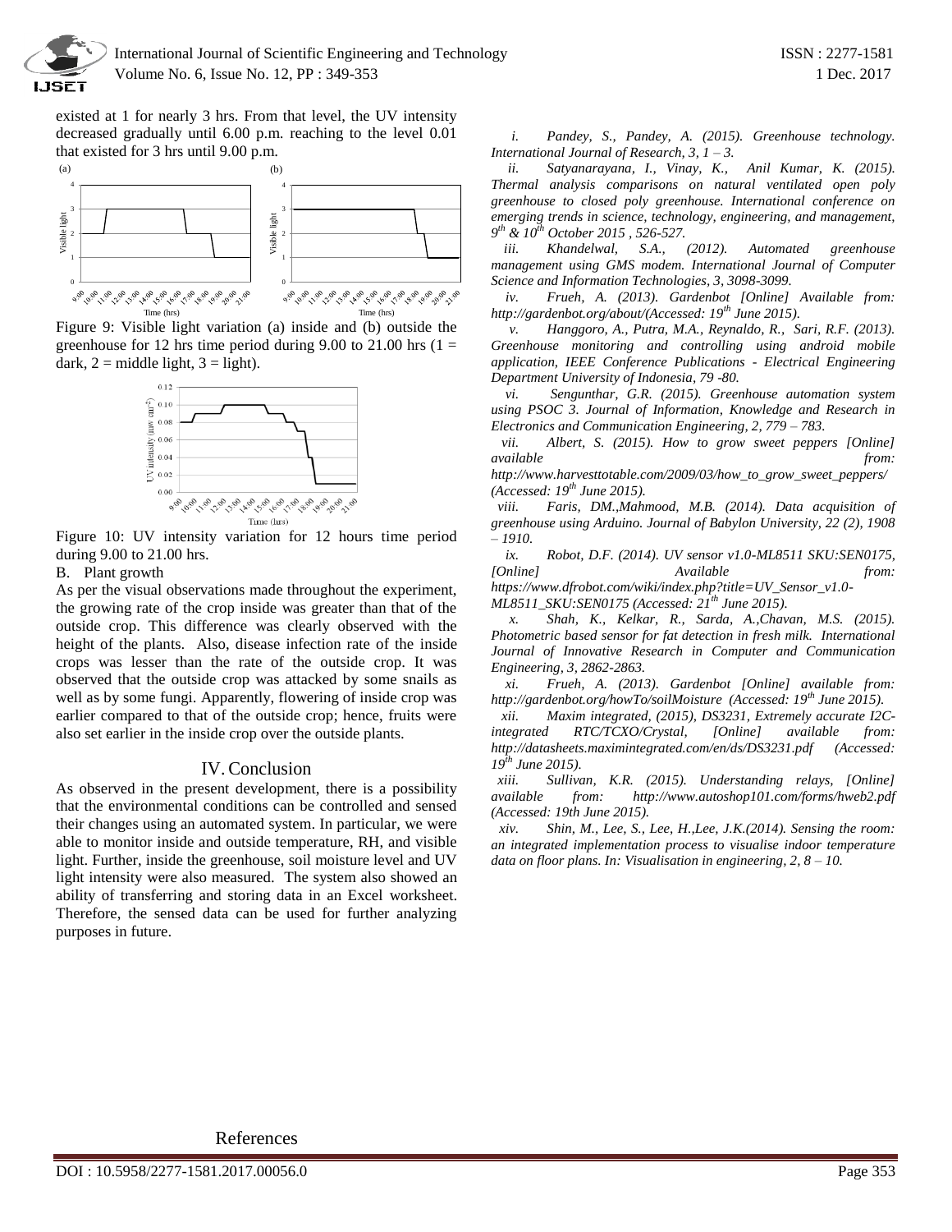existed at 1 for nearly 3 hrs. From that level, the UV intensity decreased gradually until 6.00 p.m. reaching to the level 0.01 that existed for 3 hrs until 9.00 p.m.

(a)
Visible light
4
3
2
1
0
9:00 10:00 11:00 12:00 13:00 14:00 15:00 16:00 17:00 18:00 19:00 20:00 21:00
Time (hrs)

(b)
Visible light
4
3
2
1
0
9:00 10:00 11:00 12:00 13:00 14:00 15:00 16:00 17:00 18:00 19:00 20:00 21:00
Time (hrs)

Figure 9: Visible light variation (a) inside and (b) outside the greenhouse for 12 hrs time period during 9.00 to 21.00 hrs (1 = dark, 2 = middle light, 3 = light).

UV intensity (mw cm$^{-2}$)
0.12
0.10
0.08
0.06
0.04
0.02
0.00
9:00 10:00 11:00 12:00 13:00 14:00 15:00 16:00 17:00 18:00 19:00 20:00 21:00
Time (hrs)

Figure 10: UV intensity variation for 12 hours time period during 9.00 to 21.00 hrs.

B. Plant growth

As per the visual observations made throughout the experiment, the growing rate of the crop inside was greater than that of the outside crop. This difference was clearly observed with the height of the plants. Also, disease infection rate of the inside crops was lesser than the rate of the outside crop. It was observed that the outside crop was attacked by some snails as well as by some fungi. Apparently, flowering of inside crop was earlier compared to that of the outside crop; hence, fruits were also set earlier in the inside crop over the outside plants.

## IV. Conclusion

As observed in the present development, there is a possibility that the environmental conditions can be controlled and sensed their changes using an automated system. In particular, we were able to monitor inside and outside temperature, RH, and visible light. Further, inside the greenhouse, soil moisture level and UV light intensity were also measured. The system also showed an ability of transferring and storing data in an Excel worksheet. Therefore, the sensed data can be used for further analyzing purposes in future.

## References

*i. Pandey, S., Pandey, A. (2015). Greenhouse technology. International Journal of Research, 3, 1 – 3.*

*ii. Satyanarayana, I., Vinay, K., Anil Kumar, K. (2015). Thermal analysis comparisons on natural ventilated open poly greenhouse to closed poly greenhouse. International conference on emerging trends in science, technology, engineering, and management, 9th & 10th October 2015 , 526-527.*

*iii. Khandelwal, S.A., (2012). Automated greenhouse management using GMS modem. International Journal of Computer Science and Information Technologies, 3, 3098-3099.*

*iv. Frueh, A. (2013). Gardenbot [Online] Available from: http://gardenbot.org/about/(Accessed: 19th June 2015).*

*v. Hanggoro, A., Putra, M.A., Reynaldo, R., Sari, R.F. (2013). Greenhouse monitoring and controlling using android mobile application, IEEE Conference Publications - Electrical Engineering Department University of Indonesia, 79 -80.*

*vi. Sengunthar, G.R. (2015). Greenhouse automation system using PSOC 3. Journal of Information, Knowledge and Research in Electronics and Communication Engineering, 2, 779 – 783.*

*vii. Albert, S. (2015). How to grow sweet peppers [Online] available from: http://www.harvesttotable.com/2009/03/how_to_grow_sweet_peppers/ (Accessed: 19th June 2015).*

*viii. Faris, DM.,Mahmood, M.B. (2014). Data acquisition of greenhouse using Arduino. Journal of Babylon University, 22 (2), 1908 – 1910.*

*ix. Robot, D.F. (2014). UV sensor v1.0-ML8511 SKU:SEN0175, [Online] Available from: https://www.dfrobot.com/wiki/index.php?title=UV_Sensor_v1.0-ML8511_SKU:SEN0175 (Accessed: 21th June 2015).*

*x. Shah, K., Kelkar, R., Sarda, A.,Chavan, M.S. (2015). Photometric based sensor for fat detection in fresh milk. International Journal of Innovative Research in Computer and Communication Engineering, 3, 2862-2863.*

*xi. Frueh, A. (2013). Gardenbot [Online] available from: http://gardenbot.org/howTo/soilMoisture (Accessed: 19th June 2015).*

*xii. Maxim integrated, (2015), DS3231, Extremely accurate I2C-integrated RTC/TCXO/Crystal, [Online] available from: http://datasheets.maximintegrated.com/en/ds/DS3231.pdf (Accessed: 19th June 2015).*

*xiii. Sullivan, K.R. (2015). Understanding relays, [Online] available from: http://www.autoshop101.com/forms/hweb2.pdf (Accessed: 19th June 2015).*

*xiv. Shin, M., Lee, S., Lee, H.,Lee, J.K.(2014). Sensing the room: an integrated implementation process to visualise indoor temperature data on floor plans. In: Visualisation in engineering, 2, 8 – 10.*